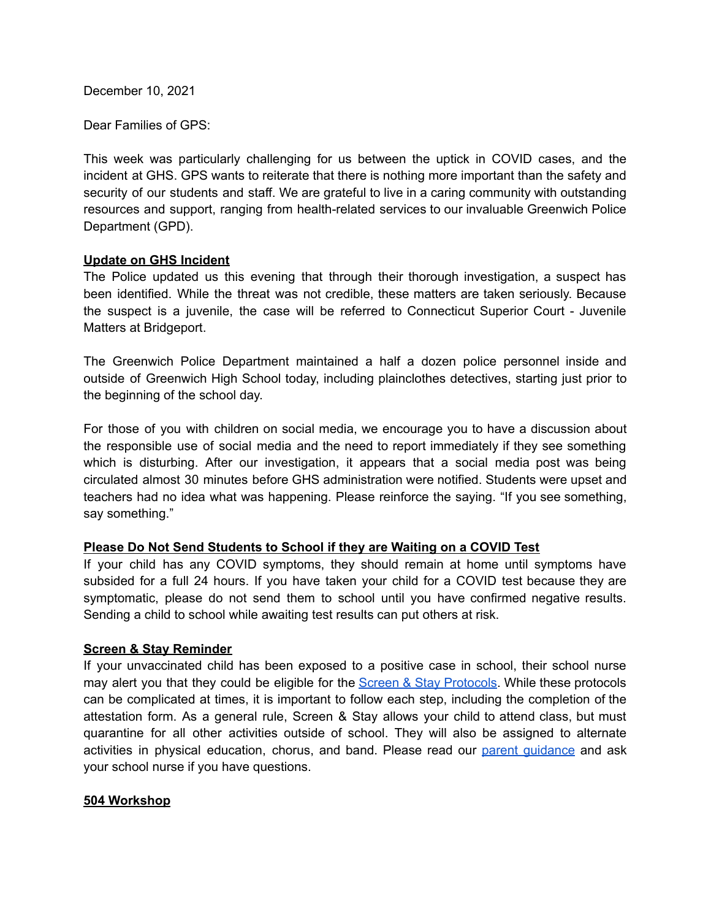December 10, 2021

Dear Families of GPS:

This week was particularly challenging for us between the uptick in COVID cases, and the incident at GHS. GPS wants to reiterate that there is nothing more important than the safety and security of our students and staff. We are grateful to live in a caring community with outstanding resources and support, ranging from health-related services to our invaluable Greenwich Police Department (GPD).

**Update on GHS Incident**

The Police updated us this evening that through their thorough investigation, a suspect has been identified. While the threat was not credible, these matters are taken seriously. Because the suspect is a juvenile, the case will be referred to Connecticut Superior Court - Juvenile Matters at Bridgeport.

The Greenwich Police Department maintained a half a dozen police personnel inside and outside of Greenwich High School today, including plainclothes detectives, starting just prior to the beginning of the school day.

For those of you with children on social media, we encourage you to have a discussion about the responsible use of social media and the need to report immediately if they see something which is disturbing. After our investigation, it appears that a social media post was being circulated almost 30 minutes before GHS administration were notified. Students were upset and teachers had no idea what was happening. Please reinforce the saying. "If you see something, say something."

**Please Do Not Send Students to School if they are Waiting on a COVID Test**

If your child has any COVID symptoms, they should remain at home until symptoms have subsided for a full 24 hours. If you have taken your child for a COVID test because they are symptomatic, please do not send them to school until you have confirmed negative results. Sending a child to school while awaiting test results can put others at risk.

**Screen & Stay Reminder**

If your unvaccinated child has been exposed to a positive case in school, their school nurse may alert you that they could be eligible for the Screen & Stay Protocols. While these protocols can be complicated at times, it is important to follow each step, including the completion of the attestation form. As a general rule, Screen & Stay allows your child to attend class, but must quarantine for all other activities outside of school. They will also be assigned to alternate activities in physical education, chorus, and band. Please read our parent guidance and ask your school nurse if you have questions.

**504 Workshop**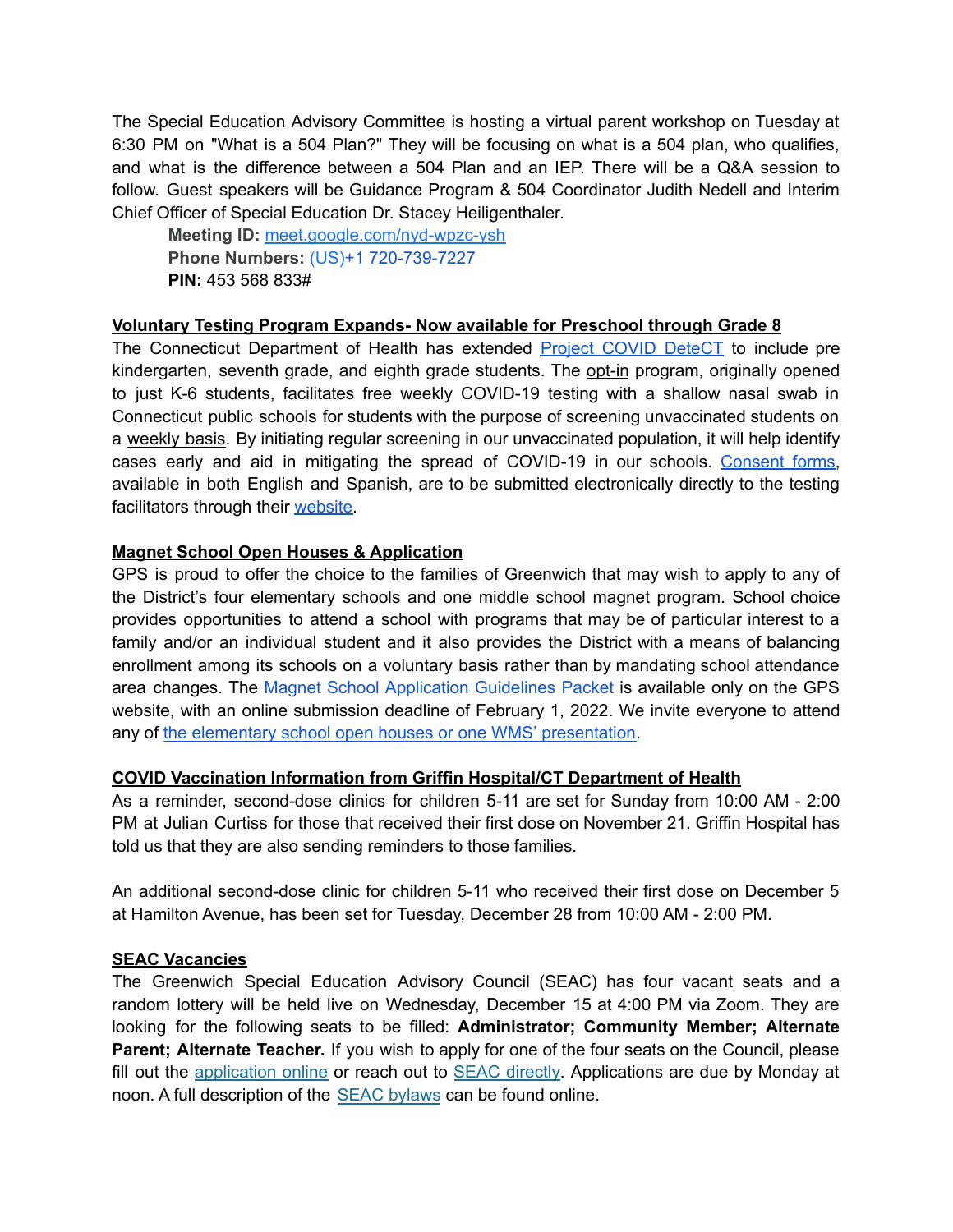The Special Education Advisory Committee is hosting a virtual parent workshop on Tuesday at 6:30 PM on "What is a 504 Plan?" They will be focusing on what is a 504 plan, who qualifies, and what is the difference between a 504 Plan and an IEP. There will be a Q&A session to follow. Guest speakers will be Guidance Program & 504 Coordinator Judith Nedell and Interim Chief Officer of Special Education Dr. Stacey Heiligenthaler.

> **Meeting ID:** meet.google.com/nyd-wpzc-ysh
> **Phone Numbers:** (US)+1 720-739-7227
> **PIN:** 453 568 833#

**Voluntary Testing Program Expands- Now available for Preschool through Grade 8**

The Connecticut Department of Health has extended Project COVID DeteCT to include pre kindergarten, seventh grade, and eighth grade students. The opt-in program, originally opened to just K-6 students, facilitates free weekly COVID-19 testing with a shallow nasal swab in Connecticut public schools for students with the purpose of screening unvaccinated students on a weekly basis. By initiating regular screening in our unvaccinated population, it will help identify cases early and aid in mitigating the spread of COVID-19 in our schools. Consent forms, available in both English and Spanish, are to be submitted electronically directly to the testing facilitators through their website.

**Magnet School Open Houses & Application**

GPS is proud to offer the choice to the families of Greenwich that may wish to apply to any of the District's four elementary schools and one middle school magnet program. School choice provides opportunities to attend a school with programs that may be of particular interest to a family and/or an individual student and it also provides the District with a means of balancing enrollment among its schools on a voluntary basis rather than by mandating school attendance area changes. The Magnet School Application Guidelines Packet is available only on the GPS website, with an online submission deadline of February 1, 2022. We invite everyone to attend any of the elementary school open houses or one WMS' presentation.

**COVID Vaccination Information from Griffin Hospital/CT Department of Health**

As a reminder, second-dose clinics for children 5-11 are set for Sunday from 10:00 AM - 2:00 PM at Julian Curtiss for those that received their first dose on November 21. Griffin Hospital has told us that they are also sending reminders to those families.

An additional second-dose clinic for children 5-11 who received their first dose on December 5 at Hamilton Avenue, has been set for Tuesday, December 28 from 10:00 AM - 2:00 PM.

**SEAC Vacancies**

The Greenwich Special Education Advisory Council (SEAC) has four vacant seats and a random lottery will be held live on Wednesday, December 15 at 4:00 PM via Zoom. They are looking for the following seats to be filled: **Administrator; Community Member; Alternate Parent; Alternate Teacher.** If you wish to apply for one of the four seats on the Council, please fill out the application online or reach out to SEAC directly. Applications are due by Monday at noon. A full description of the SEAC bylaws can be found online.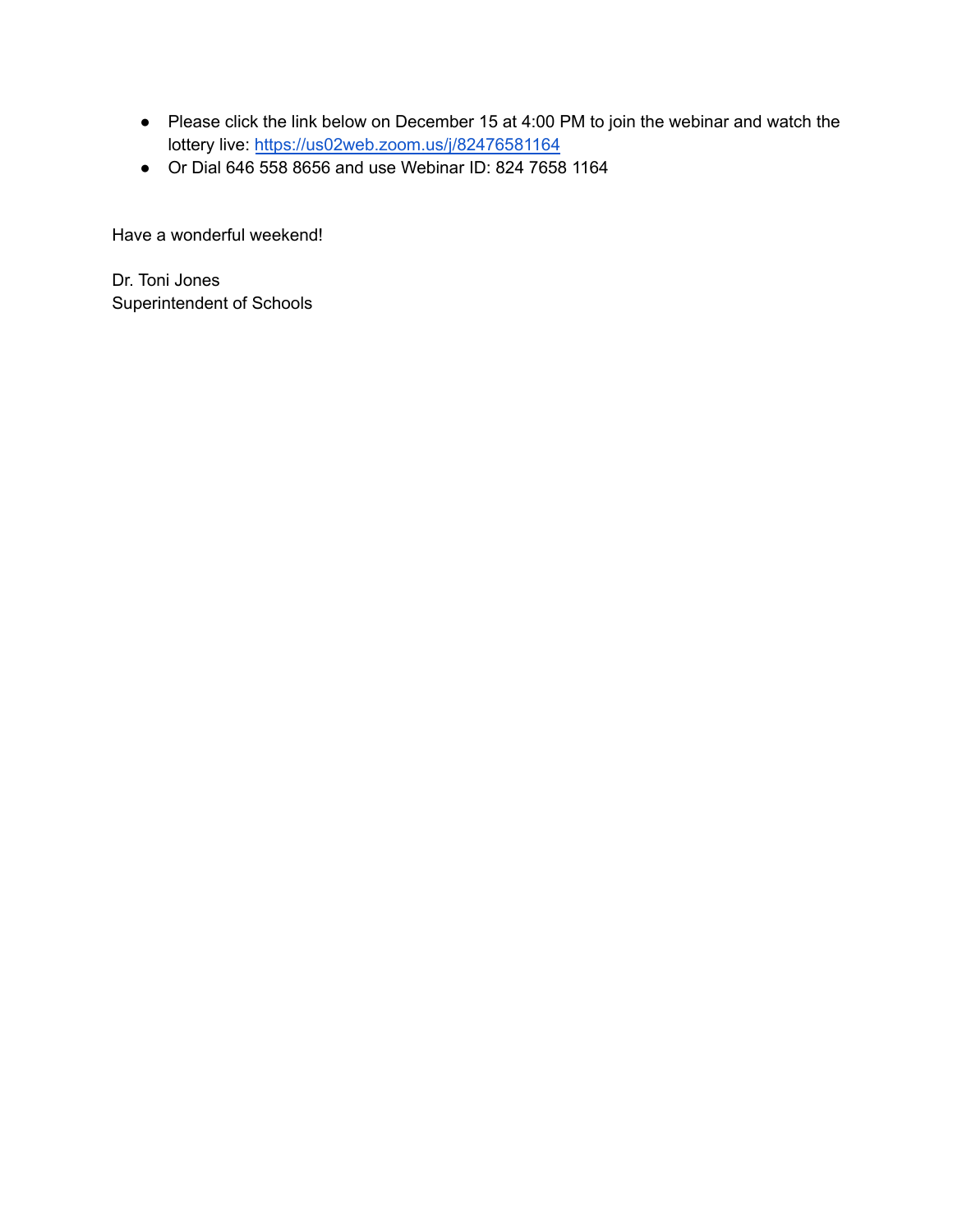- Please click the link below on December 15 at 4:00 PM to join the webinar and watch the lottery live: [https://us02web.zoom.us/j/82476581164](https://us02web.zoom.us/j/82476581164)
- Or Dial 646 558 8656 and use Webinar ID: 824 7658 1164

Have a wonderful weekend!

Dr. Toni Jones
Superintendent of Schools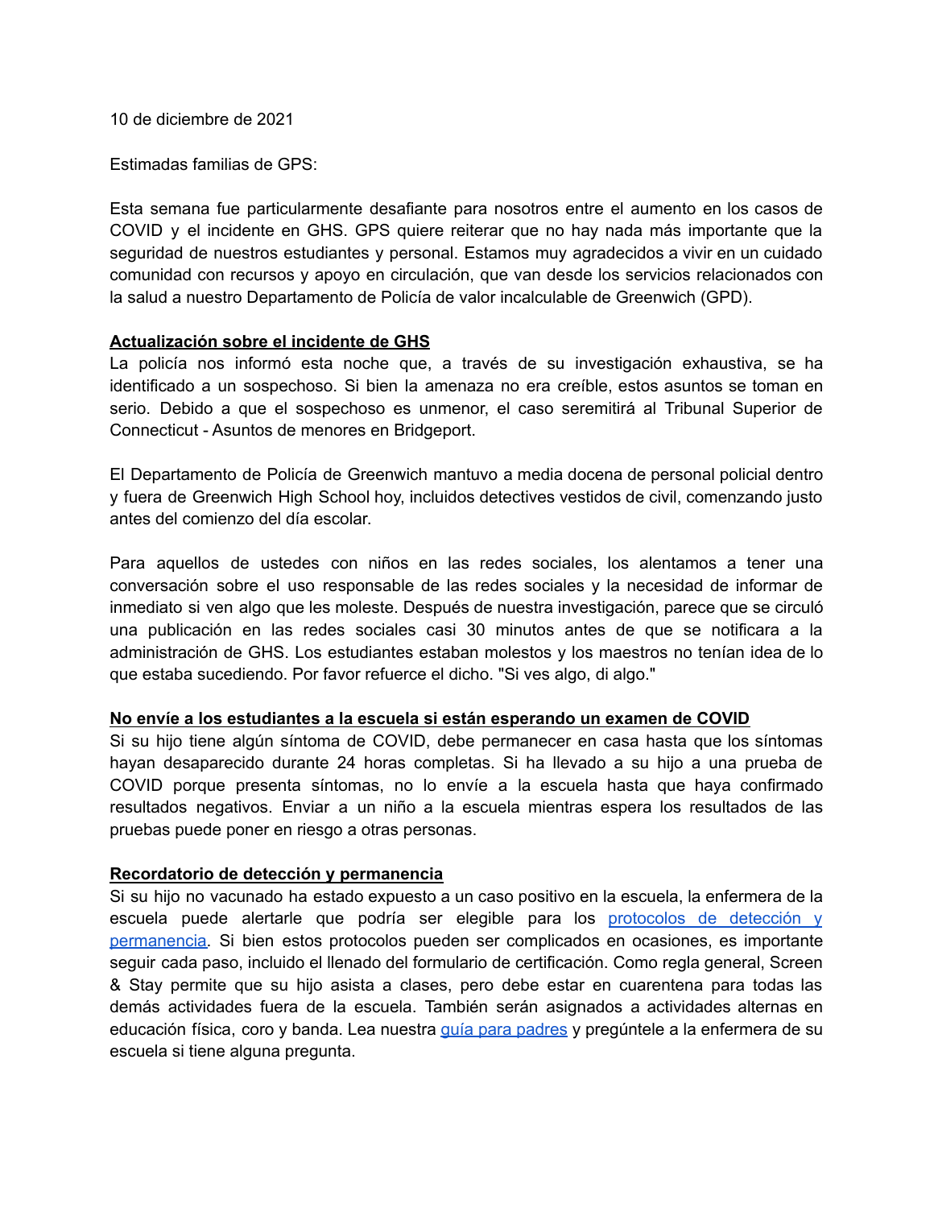10 de diciembre de 2021

Estimadas familias de GPS:

Esta semana fue particularmente desafiante para nosotros entre el aumento en los casos de COVID y el incidente en GHS. GPS quiere reiterar que no hay nada más importante que la seguridad de nuestros estudiantes y personal. Estamos muy agradecidos a vivir en un cuidado comunidad con recursos y apoyo en circulación, que van desde los servicios relacionados con la salud a nuestro Departamento de Policía de valor incalculable de Greenwich (GPD).

**Actualización sobre el incidente de GHS**

La policía nos informó esta noche que, a través de su investigación exhaustiva, se ha identificado a un sospechoso. Si bien la amenaza no era creíble, estos asuntos se toman en serio. Debido a que el sospechoso es unmenor, el caso seremitirá al Tribunal Superior de Connecticut - Asuntos de menores en Bridgeport.

El Departamento de Policía de Greenwich mantuvo a media docena de personal policial dentro y fuera de Greenwich High School hoy, incluidos detectives vestidos de civil, comenzando justo antes del comienzo del día escolar.

Para aquellos de ustedes con niños en las redes sociales, los alentamos a tener una conversación sobre el uso responsable de las redes sociales y la necesidad de informar de inmediato si ven algo que les moleste. Después de nuestra investigación, parece que se circuló una publicación en las redes sociales casi 30 minutos antes de que se notificara a la administración de GHS. Los estudiantes estaban molestos y los maestros no tenían idea de lo que estaba sucediendo. Por favor refuerce el dicho. "Si ves algo, di algo."

**No envíe a los estudiantes a la escuela si están esperando un examen de COVID**

Si su hijo tiene algún síntoma de COVID, debe permanecer en casa hasta que los síntomas hayan desaparecido durante 24 horas completas. Si ha llevado a su hijo a una prueba de COVID porque presenta síntomas, no lo envíe a la escuela hasta que haya confirmado resultados negativos. Enviar a un niño a la escuela mientras espera los resultados de las pruebas puede poner en riesgo a otras personas.

**Recordatorio de detección y permanencia**

Si su hijo no vacunado ha estado expuesto a un caso positivo en la escuela, la enfermera de la escuela puede alertarle que podría ser elegible para los protocolos de detección y permanencia. Si bien estos protocolos pueden ser complicados en ocasiones, es importante seguir cada paso, incluido el llenado del formulario de certificación. Como regla general, Screen & Stay permite que su hijo asista a clases, pero debe estar en cuarentena para todas las demás actividades fuera de la escuela. También serán asignados a actividades alternas en educación física, coro y banda. Lea nuestra guía para padres y pregúntele a la enfermera de su escuela si tiene alguna pregunta.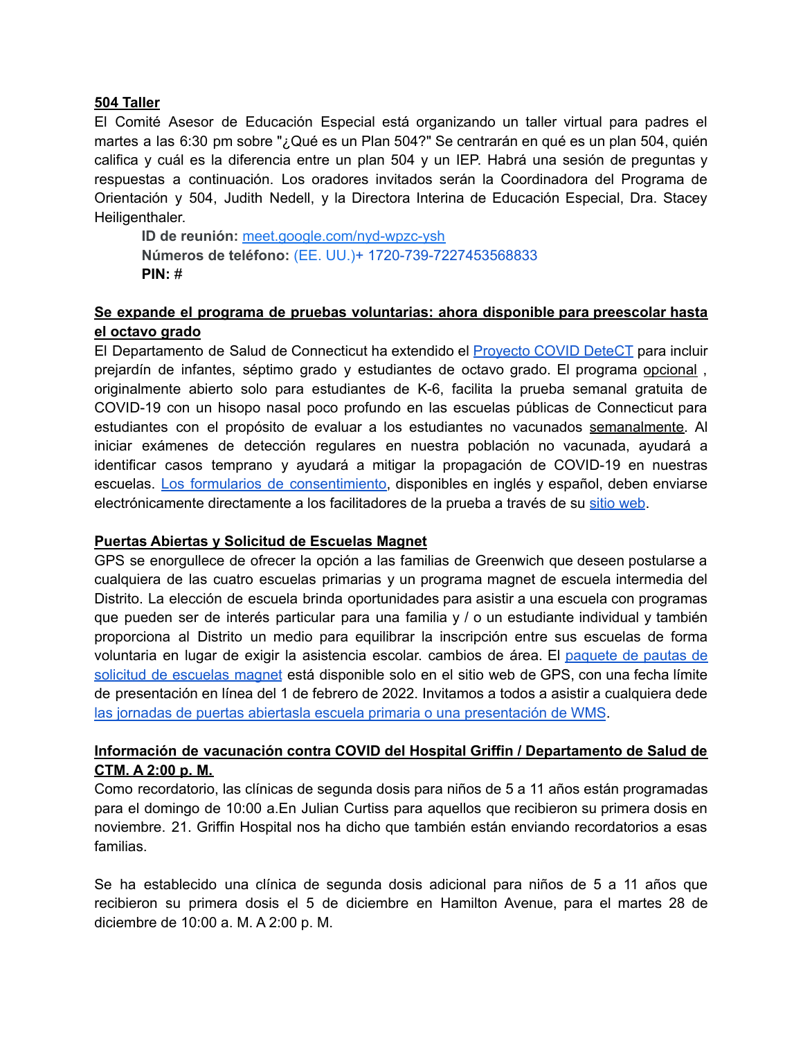**504 Taller**

El Comité Asesor de Educación Especial está organizando un taller virtual para padres el martes a las 6:30 pm sobre "¿Qué es un Plan 504?" Se centrarán en qué es un plan 504, quién califica y cuál es la diferencia entre un plan 504 y un IEP. Habrá una sesión de preguntas y respuestas a continuación. Los oradores invitados serán la Coordinadora del Programa de Orientación y 504, Judith Nedell, y la Directora Interina de Educación Especial, Dra. Stacey Heiligenthaler.

> **ID de reunión:** meet.google.com/nyd-wpzc-ysh
> **Números de teléfono:** (EE. UU.)+ 1720-739-7227453568833
> **PIN:** #

**Se expande el programa de pruebas voluntarias: ahora disponible para preescolar hasta el octavo grado**

El Departamento de Salud de Connecticut ha extendido el Proyecto COVID DeteCT para incluir prejardín de infantes, séptimo grado y estudiantes de octavo grado. El programa opcional , originalmente abierto solo para estudiantes de K-6, facilita la prueba semanal gratuita de COVID-19 con un hisopo nasal poco profundo en las escuelas públicas de Connecticut para estudiantes con el propósito de evaluar a los estudiantes no vacunados semanalmente. Al iniciar exámenes de detección regulares en nuestra población no vacunada, ayudará a identificar casos temprano y ayudará a mitigar la propagación de COVID-19 en nuestras escuelas. Los formularios de consentimiento, disponibles en inglés y español, deben enviarse electrónicamente directamente a los facilitadores de la prueba a través de su sitio web.

**Puertas Abiertas y Solicitud de Escuelas Magnet**

GPS se enorgullece de ofrecer la opción a las familias de Greenwich que deseen postularse a cualquiera de las cuatro escuelas primarias y un programa magnet de escuela intermedia del Distrito. La elección de escuela brinda oportunidades para asistir a una escuela con programas que pueden ser de interés particular para una familia y / o un estudiante individual y también proporciona al Distrito un medio para equilibrar la inscripción entre sus escuelas de forma voluntaria en lugar de exigir la asistencia escolar. cambios de área. El paquete de pautas de solicitud de escuelas magnet está disponible solo en el sitio web de GPS, con una fecha límite de presentación en línea del 1 de febrero de 2022. Invitamos a todos a asistir a cualquiera dede las jornadas de puertas abiertasla escuela primaria o una presentación de WMS.

**Información de vacunación contra COVID del Hospital Griffin / Departamento de Salud de CTM. A 2:00 p. M.**

Como recordatorio, las clínicas de segunda dosis para niños de 5 a 11 años están programadas para el domingo de 10:00 a.En Julian Curtiss para aquellos que recibieron su primera dosis en noviembre. 21. Griffin Hospital nos ha dicho que también están enviando recordatorios a esas familias.

Se ha establecido una clínica de segunda dosis adicional para niños de 5 a 11 años que recibieron su primera dosis el 5 de diciembre en Hamilton Avenue, para el martes 28 de diciembre de 10:00 a. M. A 2:00 p. M.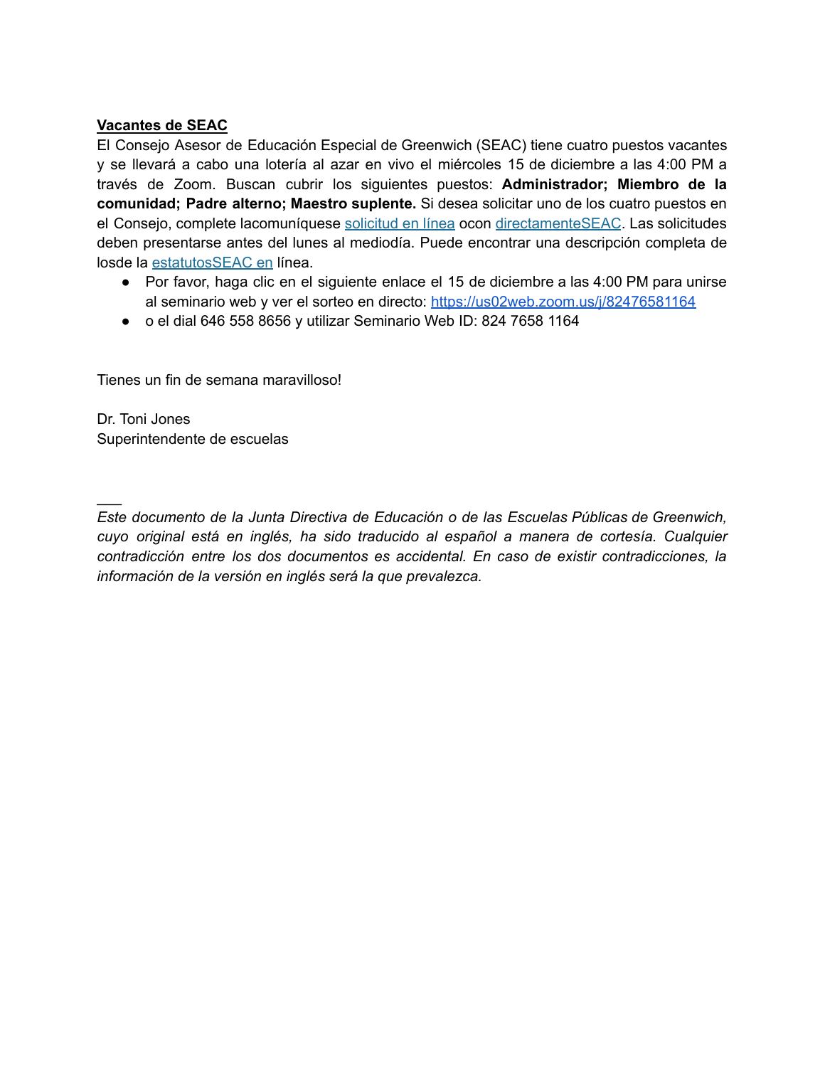**Vacantes de SEAC**

El Consejo Asesor de Educación Especial de Greenwich (SEAC) tiene cuatro puestos vacantes y se llevará a cabo una lotería al azar en vivo el miércoles 15 de diciembre a las 4:00 PM a través de Zoom. Buscan cubrir los siguientes puestos: **Administrador; Miembro de la comunidad; Padre alterno; Maestro suplente.** Si desea solicitar uno de los cuatro puestos en el Consejo, complete lacomuníquese solicitud en línea ocon directamenteSEAC. Las solicitudes deben presentarse antes del lunes al mediodía. Puede encontrar una descripción completa de losde la estatutosSEAC en línea.

- Por favor, haga clic en el siguiente enlace el 15 de diciembre a las 4:00 PM para unirse al seminario web y ver el sorteo en directo: https://us02web.zoom.us/j/82476581164
- o el dial 646 558 8656 y utilizar Seminario Web ID: 824 7658 1164

Tienes un fin de semana maravilloso!

Dr. Toni Jones
Superintendente de escuelas

___

*Este documento de la Junta Directiva de Educación o de las Escuelas Públicas de Greenwich, cuyo original está en inglés, ha sido traducido al español a manera de cortesía. Cualquier contradicción entre los dos documentos es accidental. En caso de existir contradicciones, la información de la versión en inglés será la que prevalezca.*